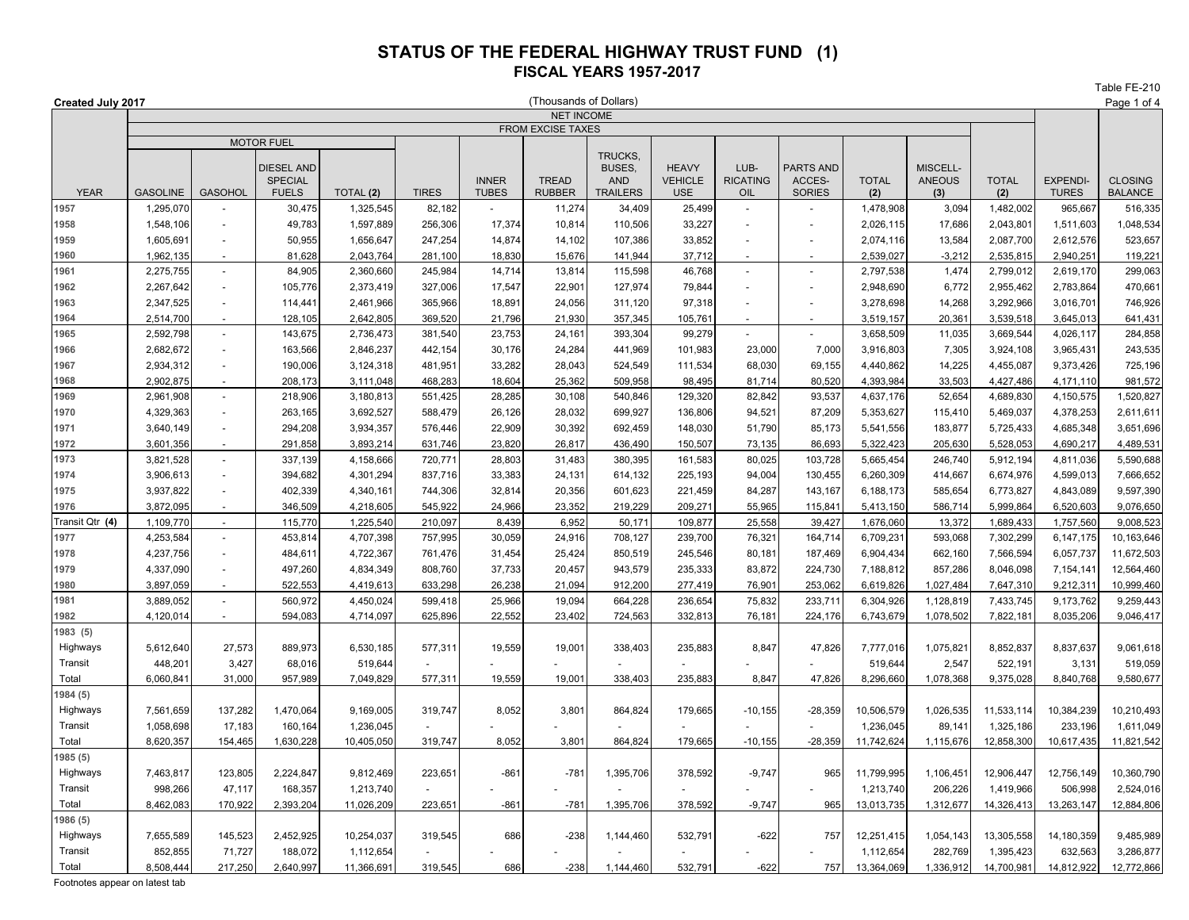# STATUS OF THE FEDERAL HIGHWAY TRUST FUND (1)
## FISCAL YEARS 1957-2017

Table FE-210

**Created July 2017**

(Thousands of Dollars)

| YEAR | NET INCOME FROM EXCISE TAXES: MOTOR FUEL: GASOLINE | GASOHOL | DIESEL AND SPECIAL FUELS | TOTAL (2) | TIRES | INNER TUBES | TREAD RUBBER | TRUCKS, BUSES, AND TRAILERS | HEAVY VEHICLE USE | LUB-RICATING OIL | PARTS AND ACCES-SORIES | TOTAL (2) | MISCELL-ANEOUS (3) | TOTAL (2) | EXPENDI-TURES | CLOSING BALANCE |
|---|---|---|---|---|---|---|---|---|---|---|---|---|---|---|---|---|
| 1957 | 1,295,070 | - | 30,475 | 1,325,545 | 82,182 | - | 11,274 | 34,409 | 25,499 | - | - | 1,478,908 | 3,094 | 1,482,002 | 965,667 | 516,335 |
| 1958 | 1,548,106 | - | 49,783 | 1,597,889 | 256,306 | 17,374 | 10,814 | 110,506 | 33,227 | - | - | 2,026,115 | 17,686 | 2,043,801 | 1,511,603 | 1,048,534 |
| 1959 | 1,605,691 | - | 50,955 | 1,656,647 | 247,254 | 14,874 | 14,102 | 107,386 | 33,852 | - | - | 2,074,116 | 13,584 | 2,087,700 | 2,612,576 | 523,657 |
| 1960 | 1,962,135 | - | 81,628 | 2,043,764 | 281,100 | 18,830 | 15,676 | 141,944 | 37,712 | - | - | 2,539,027 | -3,212 | 2,535,815 | 2,940,251 | 119,221 |
| 1961 | 2,275,755 | - | 84,905 | 2,360,660 | 245,984 | 14,714 | 13,814 | 115,598 | 46,768 | - | - | 2,797,538 | 1,474 | 2,799,012 | 2,619,170 | 299,063 |
| 1962 | 2,267,642 | - | 105,776 | 2,373,419 | 327,006 | 17,547 | 22,901 | 127,974 | 79,844 | - | - | 2,948,690 | 6,772 | 2,955,462 | 2,783,864 | 470,661 |
| 1963 | 2,347,525 | - | 114,441 | 2,461,966 | 365,966 | 18,891 | 24,056 | 311,120 | 97,318 | - | - | 3,278,698 | 14,268 | 3,292,966 | 3,016,701 | 746,926 |
| 1964 | 2,514,700 | - | 128,105 | 2,642,805 | 369,520 | 21,796 | 21,930 | 357,345 | 105,761 | - | - | 3,519,157 | 20,361 | 3,539,518 | 3,645,013 | 641,431 |
| 1965 | 2,592,798 | - | 143,675 | 2,736,473 | 381,540 | 23,753 | 24,161 | 393,304 | 99,279 | - | - | 3,658,509 | 11,035 | 3,669,544 | 4,026,117 | 284,858 |
| 1966 | 2,682,672 | - | 163,566 | 2,846,237 | 442,154 | 30,176 | 24,284 | 441,969 | 101,983 | 23,000 | 7,000 | 3,916,803 | 7,305 | 3,924,108 | 3,965,431 | 243,535 |
| 1967 | 2,934,312 | - | 190,006 | 3,124,318 | 481,951 | 33,282 | 28,043 | 524,549 | 111,534 | 68,030 | 69,155 | 4,440,862 | 14,225 | 4,455,087 | 9,373,426 | 725,196 |
| 1968 | 2,902,875 | - | 208,173 | 3,111,048 | 468,283 | 18,604 | 25,362 | 509,958 | 98,495 | 81,714 | 80,520 | 4,393,984 | 33,503 | 4,427,486 | 4,171,110 | 981,572 |
| 1969 | 2,961,908 | - | 218,906 | 3,180,813 | 551,425 | 28,285 | 30,108 | 540,846 | 129,320 | 82,842 | 93,537 | 4,637,176 | 52,654 | 4,689,830 | 4,150,575 | 1,520,827 |
| 1970 | 4,329,363 | - | 263,165 | 3,692,527 | 588,479 | 26,126 | 28,032 | 699,927 | 136,806 | 94,521 | 87,209 | 5,353,627 | 115,410 | 5,469,037 | 4,378,253 | 2,611,611 |
| 1971 | 3,640,149 | - | 294,208 | 3,934,357 | 576,446 | 22,909 | 30,392 | 692,459 | 148,030 | 51,790 | 85,173 | 5,541,556 | 183,877 | 5,725,433 | 4,685,348 | 3,651,696 |
| 1972 | 3,601,356 | - | 291,858 | 3,893,214 | 631,746 | 23,820 | 26,817 | 436,490 | 150,507 | 73,135 | 86,693 | 5,322,423 | 205,630 | 5,528,053 | 4,690,217 | 4,489,531 |
| 1973 | 3,821,528 | - | 337,139 | 4,158,666 | 720,771 | 28,803 | 31,483 | 380,395 | 161,583 | 80,025 | 103,728 | 5,665,454 | 246,740 | 5,912,194 | 4,811,036 | 5,590,688 |
| 1974 | 3,906,613 | - | 394,682 | 4,301,294 | 837,716 | 33,383 | 24,131 | 614,132 | 225,193 | 94,004 | 130,455 | 6,260,309 | 414,667 | 6,674,976 | 4,599,013 | 7,666,652 |
| 1975 | 3,937,822 | - | 402,339 | 4,340,161 | 744,306 | 32,814 | 20,356 | 601,623 | 221,459 | 84,287 | 143,167 | 6,188,173 | 585,654 | 6,773,827 | 4,843,089 | 9,597,390 |
| 1976 | 3,872,095 | - | 346,509 | 4,218,605 | 545,922 | 24,966 | 23,352 | 219,229 | 209,271 | 55,965 | 115,841 | 5,413,150 | 586,714 | 5,999,864 | 6,520,603 | 9,076,650 |
| Transit Qtr (4) | 1,109,770 | - | 115,770 | 1,225,540 | 210,097 | 8,439 | 6,952 | 50,171 | 109,877 | 25,558 | 39,427 | 1,676,060 | 13,372 | 1,689,433 | 1,757,560 | 9,008,523 |
| 1977 | 4,253,584 | - | 453,814 | 4,707,398 | 757,995 | 30,059 | 24,916 | 708,127 | 239,700 | 76,321 | 164,714 | 6,709,231 | 593,068 | 7,302,299 | 6,147,175 | 10,163,646 |
| 1978 | 4,237,756 | - | 484,611 | 4,722,367 | 761,476 | 31,454 | 25,424 | 850,519 | 245,546 | 80,181 | 187,469 | 6,904,434 | 662,160 | 7,566,594 | 6,057,737 | 11,672,503 |
| 1979 | 4,337,090 | - | 497,260 | 4,834,349 | 808,760 | 37,733 | 20,457 | 943,579 | 235,333 | 83,872 | 224,730 | 7,188,812 | 857,286 | 8,046,098 | 7,154,141 | 12,564,460 |
| 1980 | 3,897,059 | - | 522,553 | 4,419,613 | 633,298 | 26,238 | 21,094 | 912,200 | 277,419 | 76,901 | 253,062 | 6,619,826 | 1,027,484 | 7,647,310 | 9,212,311 | 10,999,460 |
| 1981 | 3,889,052 | - | 560,972 | 4,450,024 | 599,418 | 25,966 | 19,094 | 664,228 | 236,654 | 75,832 | 233,711 | 6,304,926 | 1,128,819 | 7,433,745 | 9,173,762 | 9,259,443 |
| 1982 | 4,120,014 | - | 594,083 | 4,714,097 | 625,896 | 22,552 | 23,402 | 724,563 | 332,813 | 76,181 | 224,176 | 6,743,679 | 1,078,502 | 7,822,181 | 8,035,206 | 9,046,417 |
| **1983 (5)** | | | | | | | | | | | | | | | | |
| Highways | 5,612,640 | 27,573 | 889,973 | 6,530,185 | 577,311 | 19,559 | 19,001 | 338,403 | 235,883 | 8,847 | 47,826 | 7,777,016 | 1,075,821 | 8,852,837 | 8,837,637 | 9,061,618 |
| Transit | 448,201 | 3,427 | 68,016 | 519,644 | - | - | - | - | - | - | - | 519,644 | 2,547 | 522,191 | 3,131 | 519,059 |
| Total | 6,060,841 | 31,000 | 957,989 | 7,049,829 | 577,311 | 19,559 | 19,001 | 338,403 | 235,883 | 8,847 | 47,826 | 8,296,660 | 1,078,368 | 9,375,028 | 8,840,768 | 9,580,677 |
| **1984 (5)** | | | | | | | | | | | | | | | | |
| Highways | 7,561,659 | 137,282 | 1,470,064 | 9,169,005 | 319,747 | 8,052 | 3,801 | 864,824 | 179,665 | -10,155 | -28,359 | 10,506,579 | 1,026,535 | 11,533,114 | 10,384,239 | 10,210,493 |
| Transit | 1,058,698 | 17,183 | 160,164 | 1,236,045 | - | - | - | - | - | - | - | 1,236,045 | 89,141 | 1,325,186 | 233,196 | 1,611,049 |
| Total | 8,620,357 | 154,465 | 1,630,228 | 10,405,050 | 319,747 | 8,052 | 3,801 | 864,824 | 179,665 | -10,155 | -28,359 | 11,742,624 | 1,115,676 | 12,858,300 | 10,617,435 | 11,821,542 |
| **1985 (5)** | | | | | | | | | | | | | | | | |
| Highways | 7,463,817 | 123,805 | 2,224,847 | 9,812,469 | 223,651 | -861 | -781 | 1,395,706 | 378,592 | -9,747 | 965 | 11,799,995 | 1,106,451 | 12,906,447 | 12,756,149 | 10,360,790 |
| Transit | 998,266 | 47,117 | 168,357 | 1,213,740 | - | - | - | - | - | - | - | 1,213,740 | 206,226 | 1,419,966 | 506,998 | 2,524,016 |
| Total | 8,462,083 | 170,922 | 2,393,204 | 11,026,209 | 223,651 | -861 | -781 | 1,395,706 | 378,592 | -9,747 | 965 | 13,013,735 | 1,312,677 | 14,326,413 | 13,263,147 | 12,884,806 |
| **1986 (5)** | | | | | | | | | | | | | | | | |
| Highways | 7,655,589 | 145,523 | 2,452,925 | 10,254,037 | 319,545 | 686 | -238 | 1,144,460 | 532,791 | -622 | 757 | 12,251,415 | 1,054,143 | 13,305,558 | 14,180,359 | 9,485,989 |
| Transit | 852,855 | 71,727 | 188,072 | 1,112,654 | - | - | - | - | - | - | - | 1,112,654 | 282,769 | 1,395,423 | 632,563 | 3,286,877 |
| Total | 8,508,444 | 217,250 | 2,640,997 | 11,366,691 | 319,545 | 686 | -238 | 1,144,460 | 532,791 | -622 | 757 | 13,364,069 | 1,336,912 | 14,700,981 | 14,812,922 | 12,772,866 |

Footnotes appear on latest tab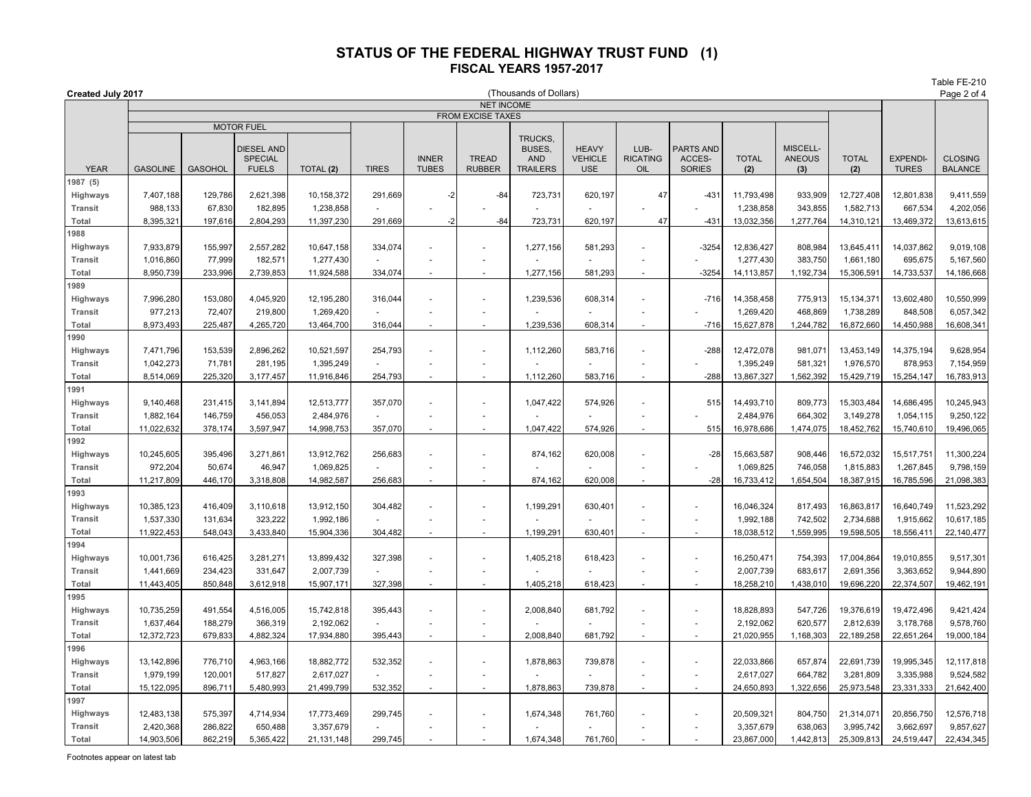# STATUS OF THE FEDERAL HIGHWAY TRUST FUND (1)

## FISCAL YEARS 1957-2017

Created July 2017

(Thousands of Dollars)

Table FE-210

| YEAR | NET INCOME | | | | | | | | | | | | | | | |
|---|---|---|---|---|---|---|---|---|---|---|---|---|---|---|---|---|
| | FROM EXCISE TAXES | | | | | | | | | | | | | | | |
| | MOTOR FUEL | | | | | | | | | | | | | | | |
| | GASOLINE | GASOHOL | DIESEL AND SPECIAL FUELS | TOTAL (2) | TIRES | INNER TUBES | TREAD RUBBER | TRUCKS, BUSES, AND TRAILERS | HEAVY VEHICLE USE | LUB-RICATING OIL | PARTS AND ACCES-SORIES | TOTAL (2) | MISCELL-ANEOUS (3) | TOTAL (2) | EXPENDI-TURES | CLOSING BALANCE |
| 1987 (5) | | | | | | | | | | | | | | | | |
| Highways | 7,407,188 | 129,786 | 2,621,398 | 10,158,372 | 291,669 | -2 | -84 | 723,731 | 620,197 | 47 | -431 | 11,793,498 | 933,909 | 12,727,408 | 12,801,838 | 9,411,559 |
| Transit | 988,133 | 67,830 | 182,895 | 1,238,858 | - | - | - | - | - | - | - | 1,238,858 | 343,855 | 1,582,713 | 667,534 | 4,202,056 |
| Total | 8,395,321 | 197,616 | 2,804,293 | 11,397,230 | 291,669 | -2 | -84 | 723,731 | 620,197 | 47 | -431 | 13,032,356 | 1,277,764 | 14,310,121 | 13,469,372 | 13,613,615 |
| 1988 | | | | | | | | | | | | | | | | |
| Highways | 7,933,879 | 155,997 | 2,557,282 | 10,647,158 | 334,074 | - | - | 1,277,156 | 581,293 | - | -3254 | 12,836,427 | 808,984 | 13,645,411 | 14,037,862 | 9,019,108 |
| Transit | 1,016,860 | 77,999 | 182,571 | 1,277,430 | - | - | - | - | - | - | - | 1,277,430 | 383,750 | 1,661,180 | 695,675 | 5,167,560 |
| Total | 8,950,739 | 233,996 | 2,739,853 | 11,924,588 | 334,074 | - | - | 1,277,156 | 581,293 | - | -3254 | 14,113,857 | 1,192,734 | 15,306,591 | 14,733,537 | 14,186,668 |
| 1989 | | | | | | | | | | | | | | | | |
| Highways | 7,996,280 | 153,080 | 4,045,920 | 12,195,280 | 316,044 | - | - | 1,239,536 | 608,314 | - | -716 | 14,358,458 | 775,913 | 15,134,371 | 13,602,480 | 10,550,999 |
| Transit | 977,213 | 72,407 | 219,800 | 1,269,420 | - | - | - | - | - | - | - | 1,269,420 | 468,869 | 1,738,289 | 848,508 | 6,057,342 |
| Total | 8,973,493 | 225,487 | 4,265,720 | 13,464,700 | 316,044 | - | - | 1,239,536 | 608,314 | - | -716 | 15,627,878 | 1,244,782 | 16,872,660 | 14,450,988 | 16,608,341 |
| 1990 | | | | | | | | | | | | | | | | |
| Highways | 7,471,796 | 153,539 | 2,896,262 | 10,521,597 | 254,793 | - | - | 1,112,260 | 583,716 | - | -288 | 12,472,078 | 981,071 | 13,453,149 | 14,375,194 | 9,628,954 |
| Transit | 1,042,273 | 71,781 | 281,195 | 1,395,249 | - | - | - | - | - | - | - | 1,395,249 | 581,321 | 1,976,570 | 878,953 | 7,154,959 |
| Total | 8,514,069 | 225,320 | 3,177,457 | 11,916,846 | 254,793 | - | - | 1,112,260 | 583,716 | - | -288 | 13,867,327 | 1,562,392 | 15,429,719 | 15,254,147 | 16,783,913 |
| 1991 | | | | | | | | | | | | | | | | |
| Highways | 9,140,468 | 231,415 | 3,141,894 | 12,513,777 | 357,070 | - | - | 1,047,422 | 574,926 | - | 515 | 14,493,710 | 809,773 | 15,303,484 | 14,686,495 | 10,245,943 |
| Transit | 1,882,164 | 146,759 | 456,053 | 2,484,976 | - | - | - | - | - | - | - | 2,484,976 | 664,302 | 3,149,278 | 1,054,115 | 9,250,122 |
| Total | 11,022,632 | 378,174 | 3,597,947 | 14,998,753 | 357,070 | - | - | 1,047,422 | 574,926 | - | 515 | 16,978,686 | 1,474,075 | 18,452,762 | 15,740,610 | 19,496,065 |
| 1992 | | | | | | | | | | | | | | | | |
| Highways | 10,245,605 | 395,496 | 3,271,861 | 13,912,762 | 256,683 | - | - | 874,162 | 620,008 | - | -28 | 15,663,587 | 908,446 | 16,572,032 | 15,517,751 | 11,300,224 |
| Transit | 972,204 | 50,674 | 46,947 | 1,069,825 | - | - | - | - | - | - | - | 1,069,825 | 746,058 | 1,815,883 | 1,267,845 | 9,798,159 |
| Total | 11,217,809 | 446,170 | 3,318,808 | 14,982,587 | 256,683 | - | - | 874,162 | 620,008 | - | -28 | 16,733,412 | 1,654,504 | 18,387,915 | 16,785,596 | 21,098,383 |
| 1993 | | | | | | | | | | | | | | | | |
| Highways | 10,385,123 | 416,409 | 3,110,618 | 13,912,150 | 304,482 | - | - | 1,199,291 | 630,401 | - | - | 16,046,324 | 817,493 | 16,863,817 | 16,640,749 | 11,523,292 |
| Transit | 1,537,330 | 131,634 | 323,222 | 1,992,186 | - | - | - | - | - | - | - | 1,992,188 | 742,502 | 2,734,688 | 1,915,662 | 10,617,185 |
| Total | 11,922,453 | 548,043 | 3,433,840 | 15,904,336 | 304,482 | - | - | 1,199,291 | 630,401 | - | - | 18,038,512 | 1,559,995 | 19,598,505 | 18,556,411 | 22,140,477 |
| 1994 | | | | | | | | | | | | | | | | |
| Highways | 10,001,736 | 616,425 | 3,281,271 | 13,899,432 | 327,398 | - | - | 1,405,218 | 618,423 | - | - | 16,250,471 | 754,393 | 17,004,864 | 19,010,855 | 9,517,301 |
| Transit | 1,441,669 | 234,423 | 331,647 | 2,007,739 | - | - | - | - | - | - | - | 2,007,739 | 683,617 | 2,691,356 | 3,363,652 | 9,944,890 |
| Total | 11,443,405 | 850,848 | 3,612,918 | 15,907,171 | 327,398 | - | - | 1,405,218 | 618,423 | - | - | 18,258,210 | 1,438,010 | 19,696,220 | 22,374,507 | 19,462,191 |
| 1995 | | | | | | | | | | | | | | | | |
| Highways | 10,735,259 | 491,554 | 4,516,005 | 15,742,818 | 395,443 | - | - | 2,008,840 | 681,792 | - | - | 18,828,893 | 547,726 | 19,376,619 | 19,472,496 | 9,421,424 |
| Transit | 1,637,464 | 188,279 | 366,319 | 2,192,062 | - | - | - | - | - | - | - | 2,192,062 | 620,577 | 2,812,639 | 3,178,768 | 9,578,760 |
| Total | 12,372,723 | 679,833 | 4,882,324 | 17,934,880 | 395,443 | - | - | 2,008,840 | 681,792 | - | - | 21,020,955 | 1,168,303 | 22,189,258 | 22,651,264 | 19,000,184 |
| 1996 | | | | | | | | | | | | | | | | |
| Highways | 13,142,896 | 776,710 | 4,963,166 | 18,882,772 | 532,352 | - | - | 1,878,863 | 739,878 | - | - | 22,033,866 | 657,874 | 22,691,739 | 19,995,345 | 12,117,818 |
| Transit | 1,979,199 | 120,001 | 517,827 | 2,617,027 | - | - | - | - | - | - | - | 2,617,027 | 664,782 | 3,281,809 | 3,335,988 | 9,524,582 |
| Total | 15,122,095 | 896,711 | 5,480,993 | 21,499,799 | 532,352 | - | - | 1,878,863 | 739,878 | - | - | 24,650,893 | 1,322,656 | 25,973,548 | 23,331,333 | 21,642,400 |
| 1997 | | | | | | | | | | | | | | | | |
| Highways | 12,483,138 | 575,397 | 4,714,934 | 17,773,469 | 299,745 | - | - | 1,674,348 | 761,760 | - | - | 20,509,321 | 804,750 | 21,314,071 | 20,856,750 | 12,576,718 |
| Transit | 2,420,368 | 286,822 | 650,488 | 3,357,679 | - | - | - | - | - | - | - | 3,357,679 | 638,063 | 3,995,742 | 3,662,697 | 9,857,627 |
| Total | 14,903,506 | 862,219 | 5,365,422 | 21,131,148 | 299,745 | - | - | 1,674,348 | 761,760 | - | - | 23,867,000 | 1,442,813 | 25,309,813 | 24,519,447 | 22,434,345 |

Footnotes appear on latest tab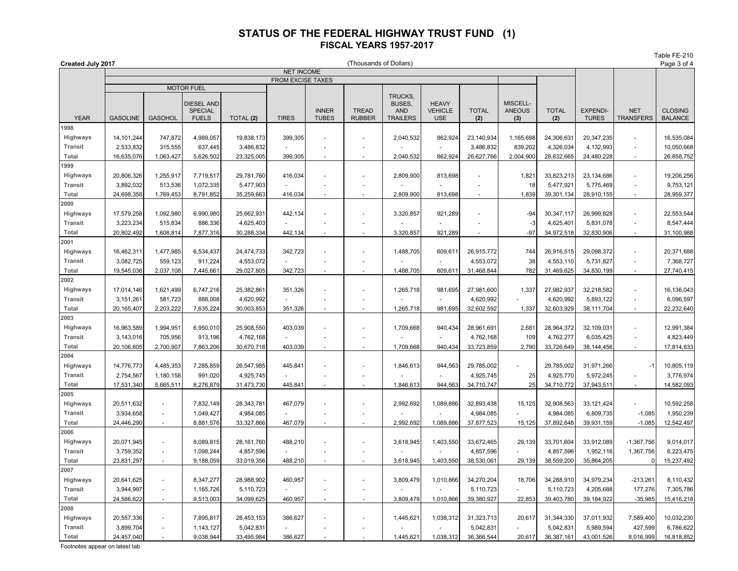# STATUS OF THE FEDERAL HIGHWAY TRUST FUND (1)

## FISCAL YEARS 1957-2017

Table FE-210

Created July 2017

(Thousands of Dollars)

| | NET INCOME | | | | | | | | | | | | | | |
|---|---|---|---|---|---|---|---|---|---|---|---|---|---|---|---|
| | FROM EXCISE TAXES | | | | | | | | | | | | | | |
| | MOTOR FUEL | | | | | | | | | | | | | | |
| YEAR | GASOLINE | GASOHOL | DIESEL AND SPECIAL FUELS | TOTAL (2) | TIRES | INNER TUBES | TREAD RUBBER | TRUCKS, BUSES, AND TRAILERS | HEAVY VEHICLE USE | TOTAL (2) | MISCELL-ANEOUS (3) | TOTAL (2) | EXPENDI-TURES | NET TRANSFERS | CLOSING BALANCE |
| **1998** | | | | | | | | | | | | | | | |
| Highways | 14,101,244 | 747,872 | 4,989,057 | 19,838,173 | 399,305 | - | - | 2,040,532 | 862,924 | 23,140,934 | 1,165,698 | 24,306,631 | 20,347,235 | - | 16,535,084 |
| Transit | 2,533,832 | 315,555 | 637,445 | 3,486,832 | - | - | - | - | - | 3,486,832 | 839,202 | 4,326,034 | 4,132,993 | - | 10,050,668 |
| Total | 16,635,076 | 1,063,427 | 5,626,502 | 23,325,005 | 399,305 | - | - | 2,040,532 | 862,924 | 26,627,766 | 2,004,900 | 28,632,665 | 24,480,228 | - | 26,858,752 |
| **1999** | | | | | | | | | | | | | | | |
| Highways | 20,806,326 | 1,255,917 | 7,719,517 | 29,781,760 | 416,034 | - | - | 2,809,900 | 813,698 | - | 1,821 | 33,823,213 | 23,134,686 | - | 19,206,256 |
| Transit | 3,892,032 | 513,536 | 1,072,335 | 5,477,903 | - | - | - | - | - | - | 18 | 5,477,921 | 5,775,469 | - | 9,753,121 |
| Total | 24,698,358 | 1,769,453 | 8,791,852 | 35,259,663 | 416,034 | - | - | 2,809,900 | 813,698 | - | 1,839 | 39,301,134 | 28,910,155 | - | 28,959,377 |
| **2000** | | | | | | | | | | | | | | | |
| Highways | 17,579,258 | 1,092,980 | 6,990,980 | 25,662,931 | 442,134 | - | - | 3,320,857 | 921,289 | - | -94 | 30,347,117 | 26,999,828 | - | 22,553,544 |
| Transit | 3,223,234 | 515,834 | 886,336 | 4,625,403 | - | - | - | - | - | - | -3 | 4,625,401 | 5,831,078 | - | 8,547,444 |
| Total | 20,802,492 | 1,608,814 | 7,877,316 | 30,288,334 | 442,134 | - | - | 3,320,857 | 921,289 | - | -97 | 34,972,518 | 32,830,906 | - | 31,100,988 |
| **2001** | | | | | | | | | | | | | | | |
| Highways | 16,462,311 | 1,477,985 | 6,534,437 | 24,474,733 | 342,723 | - | - | 1,488,705 | 609,611 | 26,915,772 | 744 | 26,916,515 | 29,098,372 | - | 20,371,688 |
| Transit | 3,082,725 | 559,123 | 911,224 | 4,553,072 | - | - | - | - | - | 4,553,072 | 38 | 4,553,110 | 5,731,827 | - | 7,368,727 |
| Total | 19,545,036 | 2,037,108 | 7,445,661 | 29,027,805 | 342,723 | - | - | 1,488,705 | 609,611 | 31,468,844 | 782 | 31,469,625 | 34,830,199 | - | 27,740,415 |
| **2002** | | | | | | | | | | | | | | | |
| Highways | 17,014,146 | 1,621,499 | 6,747,216 | 25,382,861 | 351,326 | - | - | 1,265,718 | 981,695 | 27,981,600 | 1,337 | 27,982,937 | 32,218,582 | - | 16,136,043 |
| Transit | 3,151,261 | 581,723 | 888,008 | 4,620,992 | - | - | - | - | - | 4,620,992 | - | 4,620,992 | 5,893,122 | - | 6,096,597 |
| Total | 20,165,407 | 2,203,222 | 7,635,224 | 30,003,853 | 351,326 | - | - | 1,265,718 | 981,695 | 32,602,592 | 1,337 | 32,603,929 | 38,111,704 | - | 22,232,640 |
| **2003** | | | | | | | | | | | | | | | |
| Highways | 16,963,589 | 1,994,951 | 6,950,010 | 25,908,550 | 403,039 | - | - | 1,709,668 | 940,434 | 28,961,691 | 2,681 | 28,964,372 | 32,109,031 | - | 12,991,384 |
| Transit | 3,143,016 | 705,956 | 913,196 | 4,762,168 | - | - | - | - | - | 4,762,168 | 109 | 4,762,277 | 6,035,425 | - | 4,823,449 |
| Total | 20,106,605 | 2,700,907 | 7,863,206 | 30,670,718 | 403,039 | - | - | 1,709,668 | 940,434 | 33,723,859 | 2,790 | 33,726,649 | 38,144,456 | - | 17,814,833 |
| **2004** | | | | | | | | | | | | | | | |
| Highways | 14,776,773 | 4,485,353 | 7,285,859 | 26,547,985 | 445,841 | - | - | 1,846,613 | 944,563 | 29,785,002 | - | 29,785,002 | 31,971,266 | -1 | 10,805,119 |
| Transit | 2,754,567 | 1,180,158 | 991,020 | 4,925,745 | - | - | - | - | - | 4,925,745 | 25 | 4,925,770 | 5,972,245 | - | 3,776,974 |
| Total | 17,531,340 | 5,665,511 | 8,276,879 | 31,473,730 | 445,841 | - | - | 1,846,613 | 944,563 | 34,710,747 | 25 | 34,710,772 | 37,943,511 | - | 14,582,093 |
| **2005** | | | | | | | | | | | | | | | |
| Highways | 20,511,632 | - | 7,832,149 | 28,343,781 | 467,079 | - | - | 2,992,692 | 1,089,886 | 32,893,438 | 15,125 | 32,908,563 | 33,121,424 | - | 10,592,258 |
| Transit | 3,934,658 | - | 1,049,427 | 4,984,085 | - | - | - | - | - | 4,984,085 | - | 4,984,085 | 6,809,735 | -1,085 | 1,950,239 |
| Total | 24,446,290 | - | 8,881,576 | 33,327,866 | 467,079 | - | - | 2,992,692 | 1,089,886 | 37,877,523 | 15,125 | 37,892,648 | 39,931,159 | -1,085 | 12,542,497 |
| **2006** | | | | | | | | | | | | | | | |
| Highways | 20,071,945 | - | 8,089,815 | 28,161,760 | 488,210 | - | - | 3,618,945 | 1,403,550 | 33,672,465 | 29,139 | 33,701,604 | 33,912,089 | -1,367,756 | 9,014,017 |
| Transit | 3,759,352 | - | 1,098,244 | 4,857,596 | - | - | - | - | - | 4,857,596 | - | 4,857,596 | 1,952,116 | 1,367,756 | 6,223,475 |
| Total | 23,831,297 | - | 9,188,059 | 33,019,356 | 488,210 | - | - | 3,618,945 | 1,403,550 | 38,530,061 | 29,139 | 38,559,200 | 35,864,205 | 0 | 15,237,492 |
| **2007** | | | | | | | | | | | | | | | |
| Highways | 20,641,625 | - | 8,347,277 | 28,988,902 | 460,957 | - | - | 3,809,479 | 1,010,866 | 34,270,204 | 18,706 | 34,288,910 | 34,979,234 | -213,261 | 8,110,432 |
| Transit | 3,944,997 | - | 1,165,726 | 5,110,723 | - | - | - | - | - | 5,110,723 | - | 5,110,723 | 4,205,688 | 177,276 | 7,305,786 |
| Total | 24,586,622 | - | 9,513,003 | 34,099,625 | 460,957 | - | - | 3,809,479 | 1,010,866 | 39,380,927 | 22,853 | 39,403,780 | 39,184,922 | -35,985 | 15,416,218 |
| **2008** | | | | | | | | | | | | | | | |
| Highways | 20,557,336 | - | 7,895,817 | 28,453,153 | 386,627 | - | - | 1,445,621 | 1,038,312 | 31,323,713 | 20,617 | 31,344,330 | 37,011,932 | 7,589,400 | 10,032,230 |
| Transit | 3,899,704 | - | 1,143,127 | 5,042,831 | - | - | - | - | - | 5,042,831 | - | 5,042,831 | 5,989,594 | 427,599 | 6,786,622 |
| Total | 24,457,040 | - | 9,038,944 | 33,495,984 | 386,627 | - | - | 1,445,621 | 1,038,312 | 36,366,544 | 20,617 | 36,387,161 | 43,001,526 | 8,016,999 | 16,818,852 |

Footnotes appear on latest tab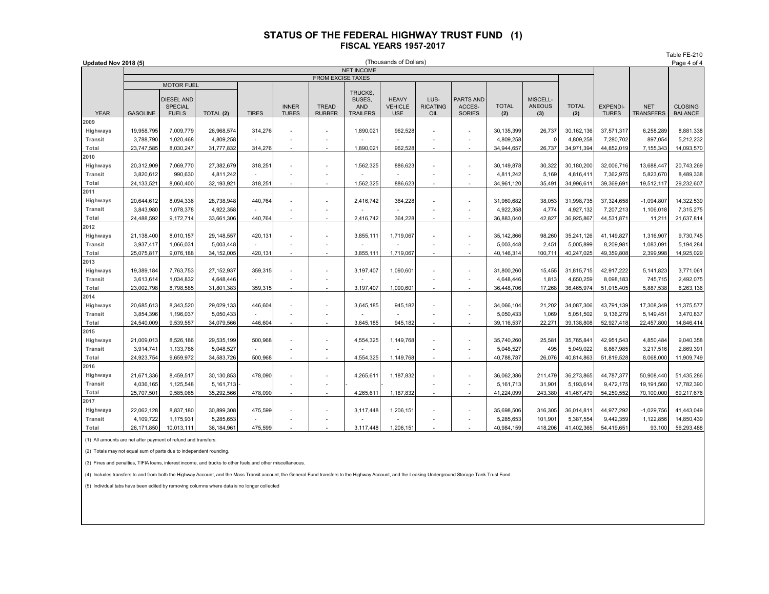# STATUS OF THE FEDERAL HIGHWAY TRUST FUND (1)

## FISCAL YEARS 1957-2017

Table FE-210

Updated Nov 2018 (5)

(Thousands of Dollars)

| | NET INCOME | | | | | | | | | | | | | | | | |
|---|---|---|---|---|---|---|---|---|---|---|---|---|---|---|---|---|---|
| | FROM EXCISE TAXES | | | | | | | | | | | | | | | | |
| | MOTOR FUEL | | | | | | | | | | | | | | | | |
| YEAR | GASOLINE | DIESEL AND SPECIAL FUELS | TOTAL (2) | TIRES | INNER TUBES | TREAD RUBBER | TRUCKS, BUSES, AND TRAILERS | HEAVY VEHICLE USE | LUB-RICATING OIL | PARTS AND ACCES-SORIES | TOTAL (2) | MISCELL-ANEOUS (3) | TOTAL (2) | EXPENDI-TURES | NET TRANSFERS | CLOSING BALANCE |
| **2009** | | | | | | | | | | | | | | | | |
| Highways | 19,958,795 | 7,009,779 | 26,968,574 | 314,276 | - | - | 1,890,021 | 962,528 | - | - | 30,135,399 | 26,737 | 30,162,136 | 37,571,317 | 6,258,289 | 8,881,338 |
| Transit | 3,788,790 | 1,020,468 | 4,809,258 | - | - | - | - | - | - | - | 4,809,258 | 0 | 4,809,258 | 7,280,702 | 897,054 | 5,212,232 |
| Total | 23,747,585 | 8,030,247 | 31,777,832 | 314,276 | - | - | 1,890,021 | 962,528 | - | - | 34,944,657 | 26,737 | 34,971,394 | 44,852,019 | 7,155,343 | 14,093,570 |
| **2010** | | | | | | | | | | | | | | | | |
| Highways | 20,312,909 | 7,069,770 | 27,382,679 | 318,251 | - | - | 1,562,325 | 886,623 | - | - | 30,149,878 | 30,322 | 30,180,200 | 32,006,716 | 13,688,447 | 20,743,269 |
| Transit | 3,820,612 | 990,630 | 4,811,242 | - | - | - | - | - | - | - | 4,811,242 | 5,169 | 4,816,411 | 7,362,975 | 5,823,670 | 8,489,338 |
| Total | 24,133,521 | 8,060,400 | 32,193,921 | 318,251 | - | - | 1,562,325 | 886,623 | - | - | 34,961,120 | 35,491 | 34,996,611 | 39,369,691 | 19,512,117 | 29,232,607 |
| **2011** | | | | | | | | | | | | | | | | |
| Highways | 20,644,612 | 8,094,336 | 28,738,948 | 440,764 | - | - | 2,416,742 | 364,228 | - | - | 31,960,682 | 38,053 | 31,998,735 | 37,324,658 | -1,094,807 | 14,322,539 |
| Transit | 3,843,980 | 1,078,378 | 4,922,358 | - | - | - | - | - | - | - | 4,922,358 | 4,774 | 4,927,132 | 7,207,213 | 1,106,018 | 7,315,275 |
| Total | 24,488,592 | 9,172,714 | 33,661,306 | 440,764 | - | - | 2,416,742 | 364,228 | - | - | 36,883,040 | 42,827 | 36,925,867 | 44,531,871 | 11,211 | 21,637,814 |
| **2012** | | | | | | | | | | | | | | | | |
| Highways | 21,138,400 | 8,010,157 | 29,148,557 | 420,131 | - | - | 3,855,111 | 1,719,067 | - | - | 35,142,866 | 98,260 | 35,241,126 | 41,149,827 | 1,316,907 | 9,730,745 |
| Transit | 3,937,417 | 1,066,031 | 5,003,448 | - | - | - | - | - | - | - | 5,003,448 | 2,451 | 5,005,899 | 8,209,981 | 1,083,091 | 5,194,284 |
| Total | 25,075,817 | 9,076,188 | 34,152,005 | 420,131 | - | - | 3,855,111 | 1,719,067 | - | - | 40,146,314 | 100,711 | 40,247,025 | 49,359,808 | 2,399,998 | 14,925,029 |
| **2013** | | | | | | | | | | | | | | | | |
| Highways | 19,389,184 | 7,763,753 | 27,152,937 | 359,315 | - | - | 3,197,407 | 1,090,601 | - | - | 31,800,260 | 15,455 | 31,815,715 | 42,917,222 | 5,141,823 | 3,771,061 |
| Transit | 3,613,614 | 1,034,832 | 4,648,446 | - | - | - | - | - | - | - | 4,648,446 | 1,813 | 4,650,259 | 8,098,183 | 745,715 | 2,492,075 |
| Total | 23,002,798 | 8,798,585 | 31,801,383 | 359,315 | - | - | 3,197,407 | 1,090,601 | - | - | 36,448,706 | 17,268 | 36,465,974 | 51,015,405 | 5,887,538 | 6,263,136 |
| **2014** | | | | | | | | | | | | | | | | |
| Highways | 20,685,613 | 8,343,520 | 29,029,133 | 446,604 | - | - | 3,645,185 | 945,182 | - | - | 34,066,104 | 21,202 | 34,087,306 | 43,791,139 | 17,308,349 | 11,375,577 |
| Transit | 3,854,396 | 1,196,037 | 5,050,433 | - | - | - | - | - | - | - | 5,050,433 | 1,069 | 5,051,502 | 9,136,279 | 5,149,451 | 3,470,837 |
| Total | 24,540,009 | 9,539,557 | 34,079,566 | 446,604 | - | - | 3,645,185 | 945,182 | - | - | 39,116,537 | 22,271 | 39,138,808 | 52,927,418 | 22,457,800 | 14,846,414 |
| **2015** | | | | | | | | | | | | | | | | |
| Highways | 21,009,013 | 8,526,186 | 29,535,199 | 500,968 | - | - | 4,554,325 | 1,149,768 | - | - | 35,740,260 | 25,581 | 35,765,841 | 42,951,543 | 4,850,484 | 9,040,358 |
| Transit | 3,914,741 | 1,133,786 | 5,048,527 | - | - | - | - | - | - | - | 5,048,527 | 495 | 5,049,022 | 8,867,985 | 3,217,516 | 2,869,391 |
| Total | 24,923,754 | 9,659,972 | 34,583,726 | 500,968 | - | - | 4,554,325 | 1,149,768 | - | - | 40,788,787 | 26,076 | 40,814,863 | 51,819,528 | 8,068,000 | 11,909,749 |
| **2016** | | | | | | | | | | | | | | | | |
| Highways | 21,671,336 | 8,459,517 | 30,130,853 | 478,090 | - | - | 4,265,611 | 1,187,832 | - | - | 36,062,386 | 211,479 | 36,273,865 | 44,787,377 | 50,908,440 | 51,435,286 |
| Transit | 4,036,165 | 1,125,548 | 5,161,713 | - | - | - | - | - | - | - | 5,161,713 | 31,901 | 5,193,614 | 9,472,175 | 19,191,560 | 17,782,390 |
| Total | 25,707,501 | 9,585,065 | 35,292,566 | 478,090 | - | - | 4,265,611 | 1,187,832 | - | - | 41,224,099 | 243,380 | 41,467,479 | 54,259,552 | 70,100,000 | 69,217,676 |
| **2017** | | | | | | | | | | | | | | | | |
| Highways | 22,062,128 | 8,837,180 | 30,899,308 | 475,599 | - | - | 3,117,448 | 1,206,151 | - | - | 35,698,506 | 316,305 | 36,014,811 | 44,977,292 | -1,029,756 | 41,443,049 |
| Transit | 4,109,722 | 1,175,931 | 5,285,653 | - | - | - | - | - | - | - | 5,285,653 | 101,901 | 5,387,554 | 9,442,359 | 1,122,856 | 14,850,439 |
| Total | 26,171,850 | 10,013,111 | 36,184,961 | 475,599 | - | - | 3,117,448 | 1,206,151 | - | - | 40,984,159 | 418,206 | 41,402,365 | 54,419,651 | 93,100 | 56,293,488 |

(1) All amounts are net after payment of refund and transfers.

(2) Totals may not equal sum of parts due to independent rounding.

(3) Fines and penalties, TIFIA loans, interest income, and trucks to other fuels.and other miscellaneous.

(4) Includes transfers to and from both the Highway Account, and the Mass Transit account, the General Fund transfers to the Highway Account, and the Leaking Underground Storage Tank Trust Fund.

(5) Individual tabs have been edited by removing columns where data is no longer collected